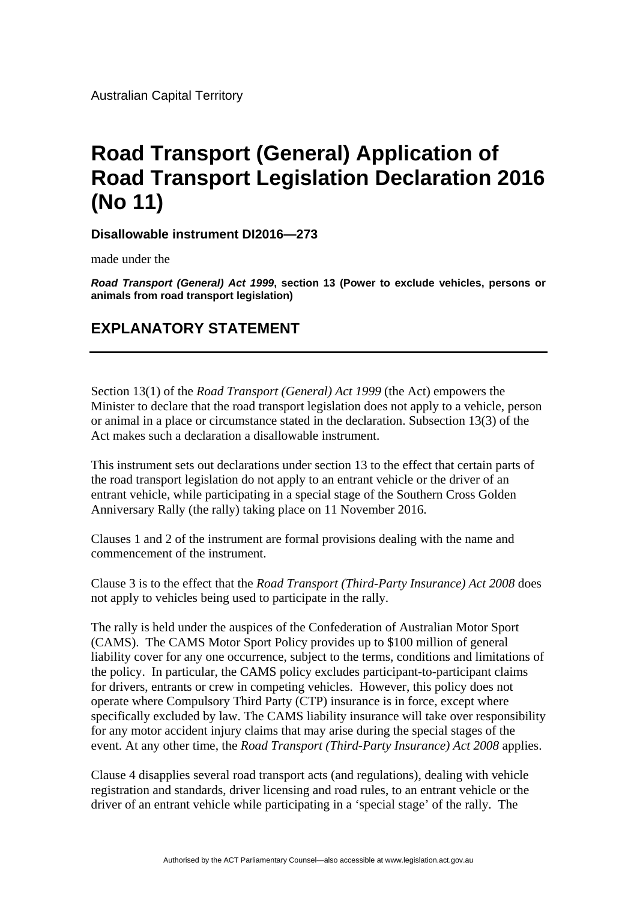Australian Capital Territory

# Road Transport (General) Application of Road Transport Legislation Declaration 2016 (No 11)

**Disallowable instrument DI2016—273**

made under the

***Road Transport (General) Act 1999*, section 13 (Power to exclude vehicles, persons or animals from road transport legislation)**

## EXPLANATORY STATEMENT

---

Section 13(1) of the *Road Transport (General) Act 1999* (the Act) empowers the Minister to declare that the road transport legislation does not apply to a vehicle, person or animal in a place or circumstance stated in the declaration. Subsection 13(3) of the Act makes such a declaration a disallowable instrument.

This instrument sets out declarations under section 13 to the effect that certain parts of the road transport legislation do not apply to an entrant vehicle or the driver of an entrant vehicle, while participating in a special stage of the Southern Cross Golden Anniversary Rally (the rally) taking place on 11 November 2016.

Clauses 1 and 2 of the instrument are formal provisions dealing with the name and commencement of the instrument.

Clause 3 is to the effect that the *Road Transport (Third-Party Insurance) Act 2008* does not apply to vehicles being used to participate in the rally.

The rally is held under the auspices of the Confederation of Australian Motor Sport (CAMS). The CAMS Motor Sport Policy provides up to $100 million of general liability cover for any one occurrence, subject to the terms, conditions and limitations of the policy. In particular, the CAMS policy excludes participant-to-participant claims for drivers, entrants or crew in competing vehicles. However, this policy does not operate where Compulsory Third Party (CTP) insurance is in force, except where specifically excluded by law. The CAMS liability insurance will take over responsibility for any motor accident injury claims that may arise during the special stages of the event. At any other time, the *Road Transport (Third-Party Insurance) Act 2008* applies.

Clause 4 disapplies several road transport acts (and regulations), dealing with vehicle registration and standards, driver licensing and road rules, to an entrant vehicle or the driver of an entrant vehicle while participating in a 'special stage' of the rally. The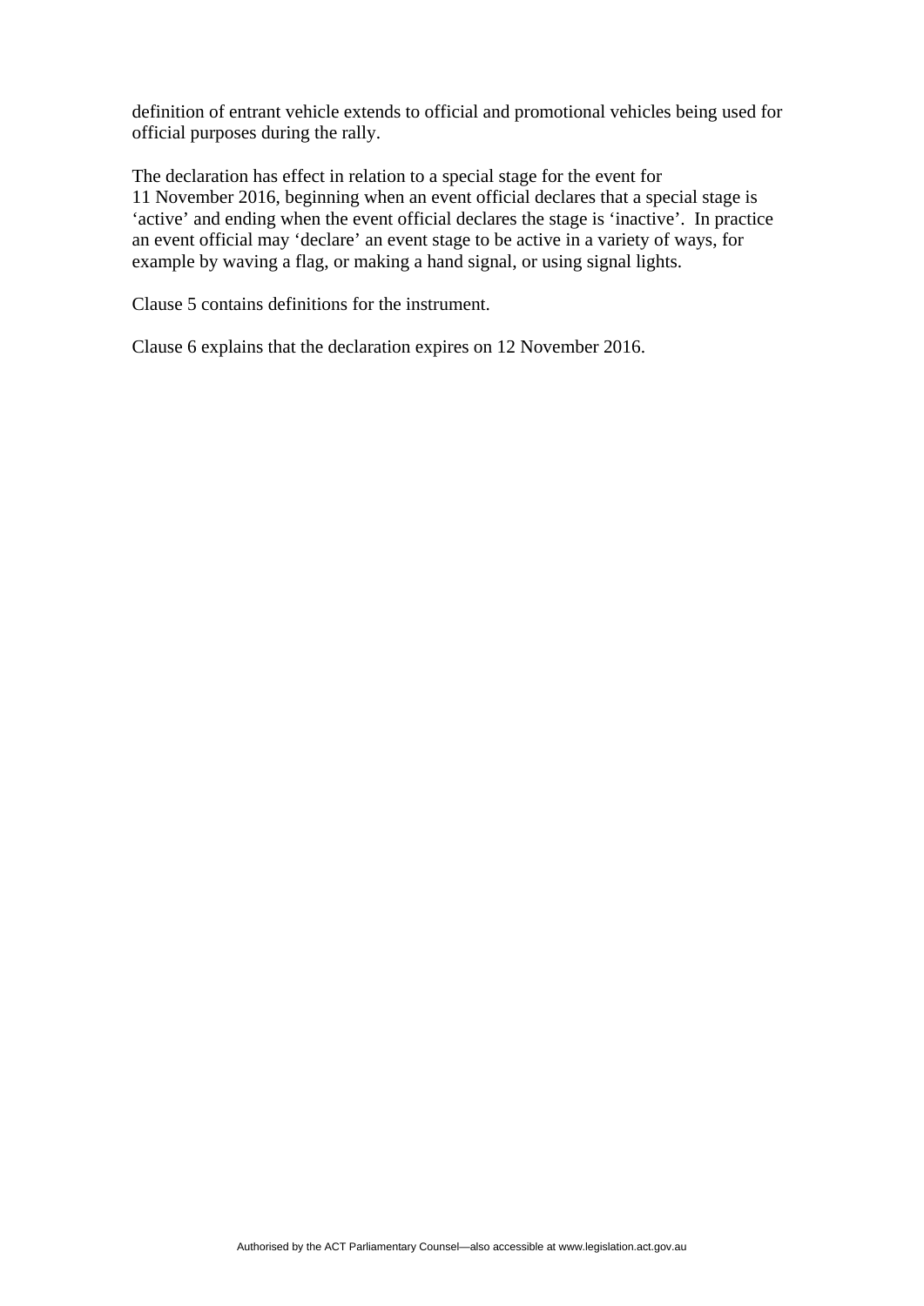definition of entrant vehicle extends to official and promotional vehicles being used for official purposes during the rally.

The declaration has effect in relation to a special stage for the event for 11 November 2016, beginning when an event official declares that a special stage is 'active' and ending when the event official declares the stage is 'inactive'. In practice an event official may 'declare' an event stage to be active in a variety of ways, for example by waving a flag, or making a hand signal, or using signal lights.

Clause 5 contains definitions for the instrument.

Clause 6 explains that the declaration expires on 12 November 2016.